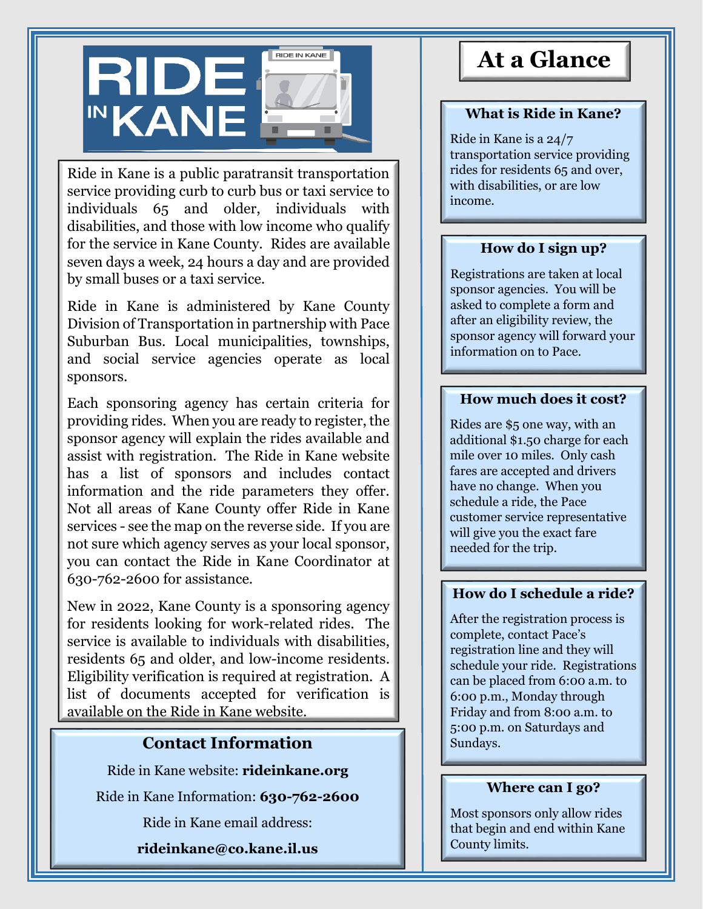# RIDE IN KANE

Ride in Kane is a public paratransit transportation service providing curb to curb bus or taxi service to individuals 65 and older, individuals with disabilities, and those with low income who qualify for the service in Kane County. Rides are available seven days a week, 24 hours a day and are provided by small buses or a taxi service.

Ride in Kane is administered by Kane County Division of Transportation in partnership with Pace Suburban Bus. Local municipalities, townships, and social service agencies operate as local sponsors.

Each sponsoring agency has certain criteria for providing rides. When you are ready to register, the sponsor agency will explain the rides available and assist with registration. The Ride in Kane website has a list of sponsors and includes contact information and the ride parameters they offer. Not all areas of Kane County offer Ride in Kane services - see the map on the reverse side. If you are not sure which agency serves as your local sponsor, you can contact the Ride in Kane Coordinator at 630-762-2600 for assistance.

New in 2022, Kane County is a sponsoring agency for residents looking for work-related rides. The service is available to individuals with disabilities, residents 65 and older, and low-income residents. Eligibility verification is required at registration. A list of documents accepted for verification is available on the Ride in Kane website.

## Contact Information

Ride in Kane website: **rideinkane.org**

Ride in Kane Information: **630-762-2600**

Ride in Kane email address:

**rideinkane@co.kane.il.us**

# At a Glance

### What is Ride in Kane?

Ride in Kane is a 24/7 transportation service providing rides for residents 65 and over, with disabilities, or are low income.

### How do I sign up?

Registrations are taken at local sponsor agencies. You will be asked to complete a form and after an eligibility review, the sponsor agency will forward your information on to Pace.

### How much does it cost?

Rides are $5 one way, with an additional $1.50 charge for each mile over 10 miles. Only cash fares are accepted and drivers have no change. When you schedule a ride, the Pace customer service representative will give you the exact fare needed for the trip.

### How do I schedule a ride?

After the registration process is complete, contact Pace's registration line and they will schedule your ride. Registrations can be placed from 6:00 a.m. to 6:00 p.m., Monday through Friday and from 8:00 a.m. to 5:00 p.m. on Saturdays and Sundays.

### Where can I go?

Most sponsors only allow rides that begin and end within Kane County limits.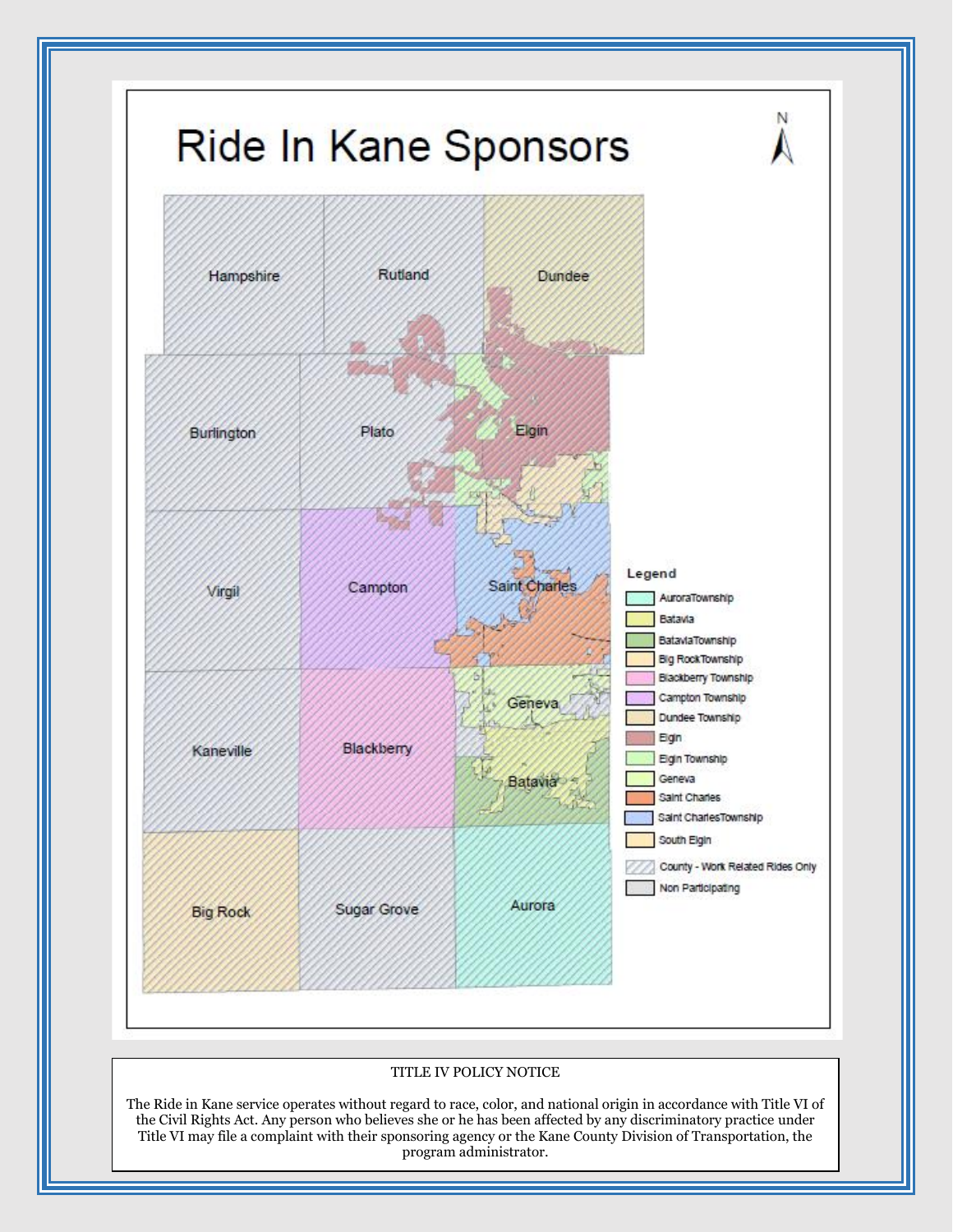# Ride In Kane Sponsors

N

Hampshire
Rutland
Dundee
Burlington
Plato
Elgin
Virgil
Campton
Saint Charles
Kaneville
Blackberry
Geneva
Batavia
Big Rock
Sugar Grove
Aurora

Legend
AuroraTownship
Batavia
BataviaTownship
Big RockTownship
Blackberry Township
Campton Township
Dundee Township
Elgin
Elgin Township
Geneva
Saint Charles
Saint CharlesTownship
South Elgin
County - Work Related Rides Only
Non Participating

TITLE IV POLICY NOTICE

The Ride in Kane service operates without regard to race, color, and national origin in accordance with Title VI of the Civil Rights Act. Any person who believes she or he has been affected by any discriminatory practice under Title VI may file a complaint with their sponsoring agency or the Kane County Division of Transportation, the program administrator.